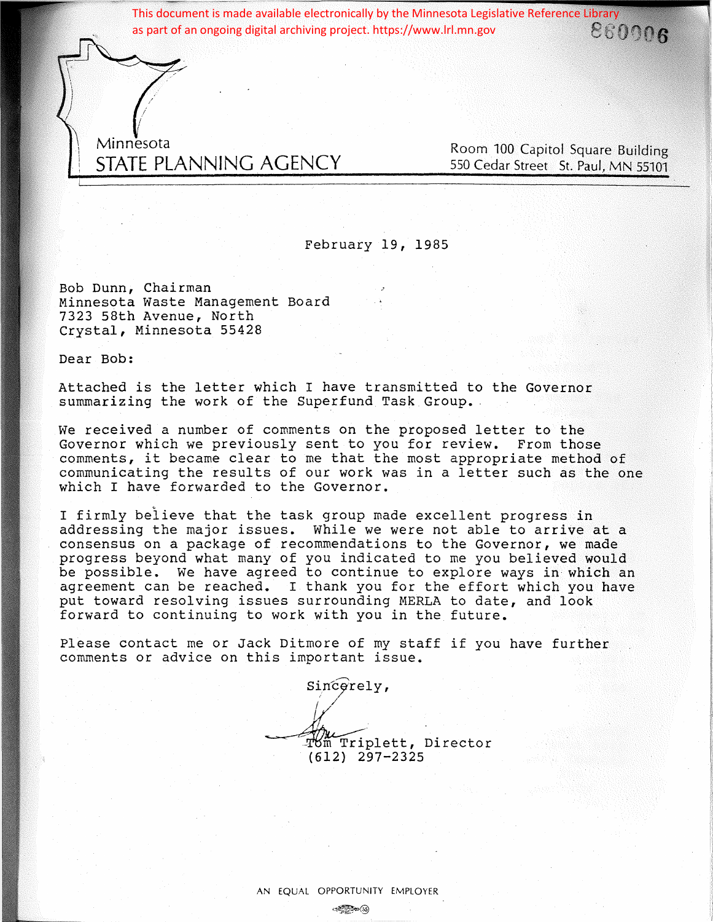This document is made available electronically by the Minnesota Legislative Reference Library as part of an ongoing digital archiving project. https://www.lrl.mn.gov

860006

Minnesota
STATE PLANNING AGENCY

Room 100 Capitol Square Building
550 Cedar Street St. Paul, MN 55101

February 19, 1985

Bob Dunn, Chairman
Minnesota Waste Management Board
7323 58th Avenue, North
Crystal, Minnesota 55428

Dear Bob:

Attached is the letter which I have transmitted to the Governor summarizing the work of the Superfund Task Group.

We received a number of comments on the proposed letter to the Governor which we previously sent to you for review. From those comments, it became clear to me that the most appropriate method of communicating the results of our work was in a letter such as the one which I have forwarded to the Governor.

I firmly believe that the task group made excellent progress in addressing the major issues. While we were not able to arrive at a consensus on a package of recommendations to the Governor, we made progress beyond what many of you indicated to me you believed would be possible. We have agreed to continue to explore ways in which an agreement can be reached. I thank you for the effort which you have put toward resolving issues surrounding MERLA to date, and look forward to continuing to work with you in the future.

Please contact me or Jack Ditmore of my staff if you have further comments or advice on this important issue.

Sincerely,

Tom Triplett, Director
(612) 297-2325

AN EQUAL OPPORTUNITY EMPLOYER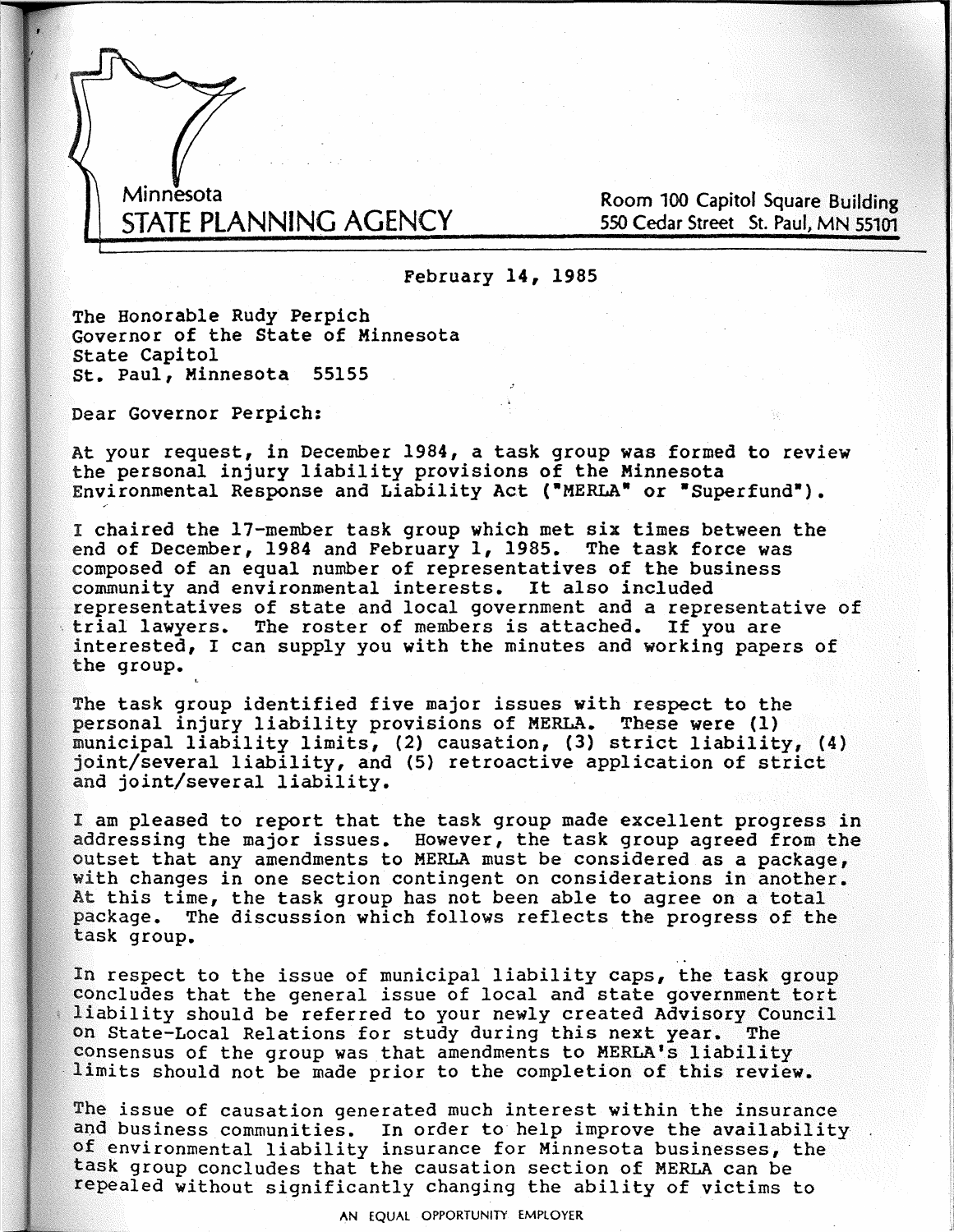Minnesota
STATE PLANNING AGENCY

Room 100 Capitol Square Building
550 Cedar Street St. Paul, MN 55101

February 14, 1985

The Honorable Rudy Perpich
Governor of the State of Minnesota
State Capitol
St. Paul, Minnesota 55155

Dear Governor Perpich:

At your request, in December 1984, a task group was formed to review the personal injury liability provisions of the Minnesota Environmental Response and Liability Act ("MERLA" or "Superfund").

I chaired the 17-member task group which met six times between the end of December, 1984 and February 1, 1985. The task force was composed of an equal number of representatives of the business community and environmental interests. It also included representatives of state and local government and a representative of trial lawyers. The roster of members is attached. If you are interested, I can supply you with the minutes and working papers of the group.

The task group identified five major issues with respect to the personal injury liability provisions of MERLA. These were (1) municipal liability limits, (2) causation, (3) strict liability, (4) joint/several liability, and (5) retroactive application of strict and joint/several liability.

I am pleased to report that the task group made excellent progress in addressing the major issues. However, the task group agreed from the outset that any amendments to MERLA must be considered as a package, with changes in one section contingent on considerations in another. At this time, the task group has not been able to agree on a total package. The discussion which follows reflects the progress of the task group.

In respect to the issue of municipal liability caps, the task group concludes that the general issue of local and state government tort liability should be referred to your newly created Advisory Council on State-Local Relations for study during this next year. The consensus of the group was that amendments to MERLA's liability limits should not be made prior to the completion of this review.

The issue of causation generated much interest within the insurance and business communities. In order to help improve the availability of environmental liability insurance for Minnesota businesses, the task group concludes that the causation section of MERLA can be repealed without significantly changing the ability of victims to

AN EQUAL OPPORTUNITY EMPLOYER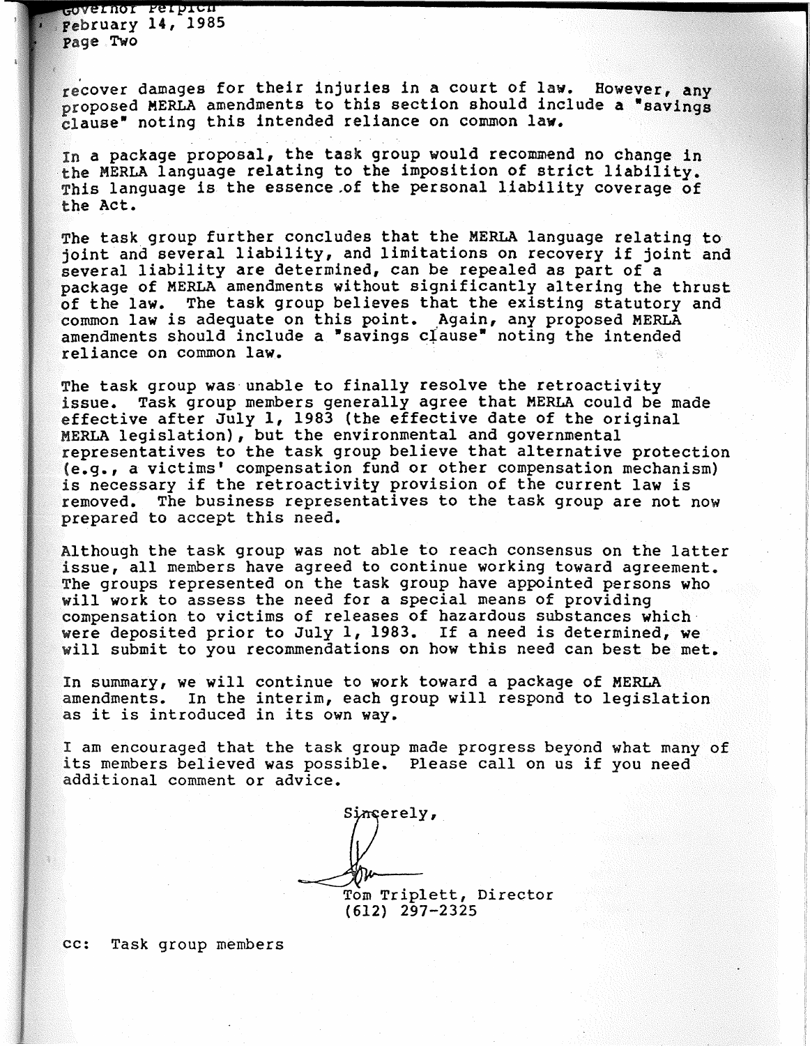recover damages for their injuries in a court of law. However, any proposed MERLA amendments to this section should include a "savings clause" noting this intended reliance on common law.

In a package proposal, the task group would recommend no change in the MERLA language relating to the imposition of strict liability. This language is the essence of the personal liability coverage of the Act.

The task group further concludes that the MERLA language relating to joint and several liability, and limitations on recovery if joint and several liability are determined, can be repealed as part of a package of MERLA amendments without significantly altering the thrust of the law. The task group believes that the existing statutory and common law is adequate on this point. Again, any proposed MERLA amendments should include a "savings clause" noting the intended reliance on common law.

The task group was unable to finally resolve the retroactivity issue. Task group members generally agree that MERLA could be made effective after July 1, 1983 (the effective date of the original MERLA legislation), but the environmental and governmental representatives to the task group believe that alternative protection (e.g., a victims' compensation fund or other compensation mechanism) is necessary if the retroactivity provision of the current law is removed. The business representatives to the task group are not now prepared to accept this need.

Although the task group was not able to reach consensus on the latter issue, all members have agreed to continue working toward agreement. The groups represented on the task group have appointed persons who will work to assess the need for a special means of providing compensation to victims of releases of hazardous substances which were deposited prior to July 1, 1983. If a need is determined, we will submit to you recommendations on how this need can best be met.

In summary, we will continue to work toward a package of MERLA amendments. In the interim, each group will respond to legislation as it is introduced in its own way.

I am encouraged that the task group made progress beyond what many of its members believed was possible. Please call on us if you need additional comment or advice.

Sincerely,

Tom Triplett, Director
(612) 297-2325

cc: Task group members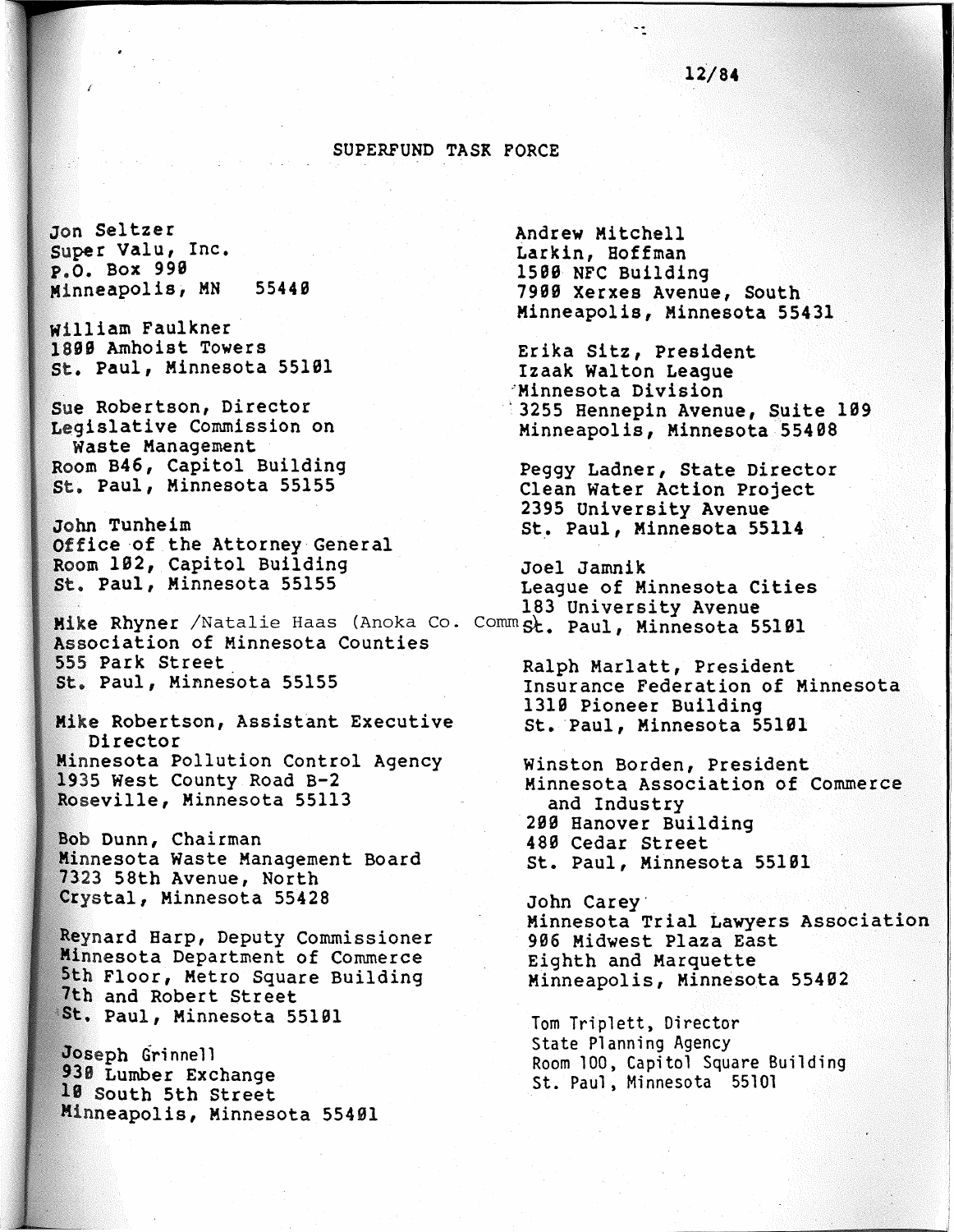12/84

# SUPERFUND TASK FORCE

Jon Seltzer
Super Valu, Inc.
P.O. Box 990
Minneapolis, MN 55440

William Faulkner
1800 Amhoist Towers
St. Paul, Minnesota 55101

Sue Robertson, Director
Legislative Commission on
Waste Management
Room B46, Capitol Building
St. Paul, Minnesota 55155

John Tunheim
Office of the Attorney General
Room 102, Capitol Building
St. Paul, Minnesota 55155

Mike Rhyner /Natalie Haas (Anoka Co. Comm)
Association of Minnesota Counties
555 Park Street
St. Paul, Minnesota 55155

Mike Robertson, Assistant Executive
Director
Minnesota Pollution Control Agency
1935 West County Road B-2
Roseville, Minnesota 55113

Bob Dunn, Chairman
Minnesota Waste Management Board
7323 58th Avenue, North
Crystal, Minnesota 55428

Reynard Harp, Deputy Commissioner
Minnesota Department of Commerce
5th Floor, Metro Square Building
7th and Robert Street
St. Paul, Minnesota 55101

Joseph Grinnell
930 Lumber Exchange
10 South 5th Street
Minneapolis, Minnesota 55401

Andrew Mitchell
Larkin, Hoffman
1500 NFC Building
7900 Xerxes Avenue, South
Minneapolis, Minnesota 55431

Erika Sitz, President
Izaak Walton League
Minnesota Division
3255 Hennepin Avenue, Suite 109
Minneapolis, Minnesota 55408

Peggy Ladner, State Director
Clean Water Action Project
2395 University Avenue
St. Paul, Minnesota 55114

Joel Jamnik
League of Minnesota Cities
183 University Avenue
St. Paul, Minnesota 55101

Ralph Marlatt, President
Insurance Federation of Minnesota
1310 Pioneer Building
St. Paul, Minnesota 55101

Winston Borden, President
Minnesota Association of Commerce
and Industry
200 Hanover Building
480 Cedar Street
St. Paul, Minnesota 55101

John Carey
Minnesota Trial Lawyers Association
906 Midwest Plaza East
Eighth and Marquette
Minneapolis, Minnesota 55402

Tom Triplett, Director
State Planning Agency
Room 100, Capitol Square Building
St. Paul, Minnesota 55101